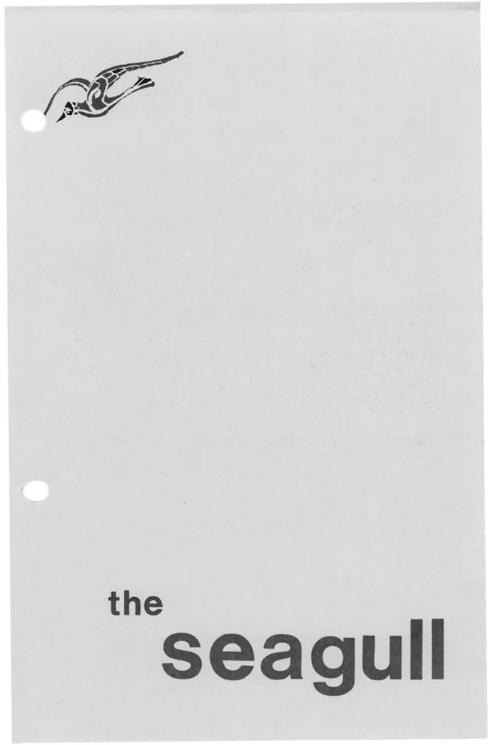# the seagull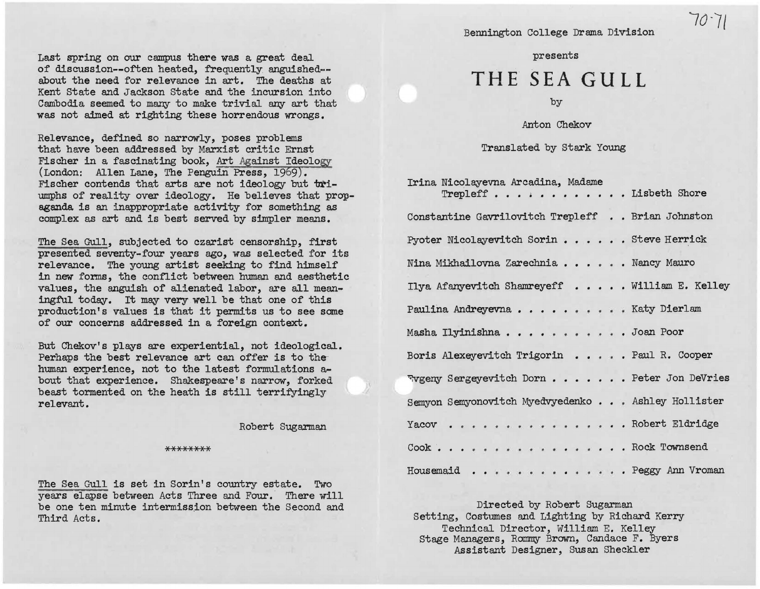Last spring on our campus there was a great deal of discussion--often heated, frequently anguished--about the need for relevance in art. The deaths at Kent State and Jackson State and the incursion into Cambodia seemed to many to make trivial any art that was not aimed at righting these horrendous wrongs.

Relevance, defined so narrowly, poses problems that have been addressed by Marxist critic Ernst Fischer in a fascinating book, Art Against Ideology (London: Allen Lane, The Penguin Press, 1969). Fischer contends that arts are not ideology but triumphs of reality over ideology. He believes that propaganda is an inappropriate activity for something as complex as art and is best served by simpler means.

The Sea Gull, subjected to czarist censorship, first presented seventy-four years ago, was selected for its relevance. The young artist seeking to find himself in new forms, the conflict between human and aesthetic values, the anguish of alienated labor, are all meaningful today. It may very well be that one of this production's values is that it permits us to see some of our concerns addressed in a foreign context.

But Chekov's plays are experiential, not ideological. Perhaps the best relevance art can offer is to the human experience, not to the latest formulations about that experience. Shakespeare's narrow, forked beast tormented on the heath is still terrifyingly relevant.

Robert Sugarman

\*\*\*\*\*\*\*\*

The Sea Gull is set in Sorin's country estate. Two years elapse between Acts Three and Four. There will be one ten minute intermission between the Second and Third Acts.

70-71

Bennington College Drama Division

presents

# THE SEA GULL

by

Anton Chekov

Translated by Stark Young

Irina Nicolayevna Arcadina, Madame Trepleff . . . . . . . . . . . Lisbeth Shore

Constantine Gavrilovitch Trepleff . . Brian Johnston

Pyoter Nicolayevitch Sorin . . . . . . Steve Herrick

Nina Mikhailovna Zarechnia . . . . . . Nancy Mauro

Ilya Afanyevitch Shamreyeff . . . . . William E. Kelley

Paulina Andreyevna . . . . . . . . . . Katy Dierlam

Masha Ilyinishna . . . . . . . . . . . Joan Poor

Boris Alexeyevitch Trigorin . . . . . Paul R. Cooper

Evgeny Sergeyevitch Dorn . . . . . . . Peter Jon DeVries

Semyon Semyonovitch Myedvyedenko . . . Ashley Hollister

Yacov . . . . . . . . . . . . . . . . Robert Eldridge

Cook . . . . . . . . . . . . . . . . . Rock Townsend

Housemaid . . . . . . . . . . . . . . Peggy Ann Vroman

Directed by Robert Sugarman
Setting, Costumes and Lighting by Richard Kerry
Technical Director, William E. Kelley
Stage Managers, Rommy Brown, Candace F. Byers
Assistant Designer, Susan Sheckler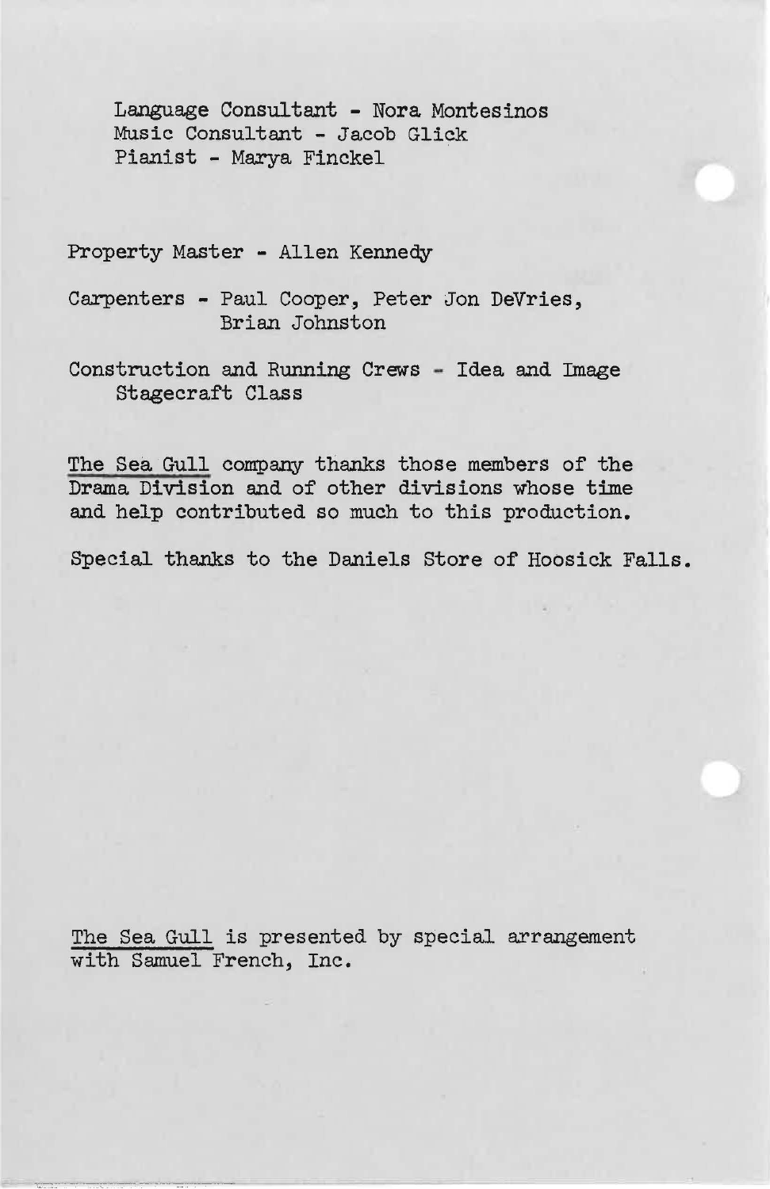Language Consultant - Nora Montesinos
Music Consultant - Jacob Glick
Pianist - Marya Finckel

Property Master - Allen Kennedy

Carpenters - Paul Cooper, Peter Jon DeVries, Brian Johnston

Construction and Running Crews - Idea and Image Stagecraft Class

The Sea Gull company thanks those members of the Drama Division and of other divisions whose time and help contributed so much to this production.

Special thanks to the Daniels Store of Hoosick Falls.

The Sea Gull is presented by special arrangement with Samuel French, Inc.